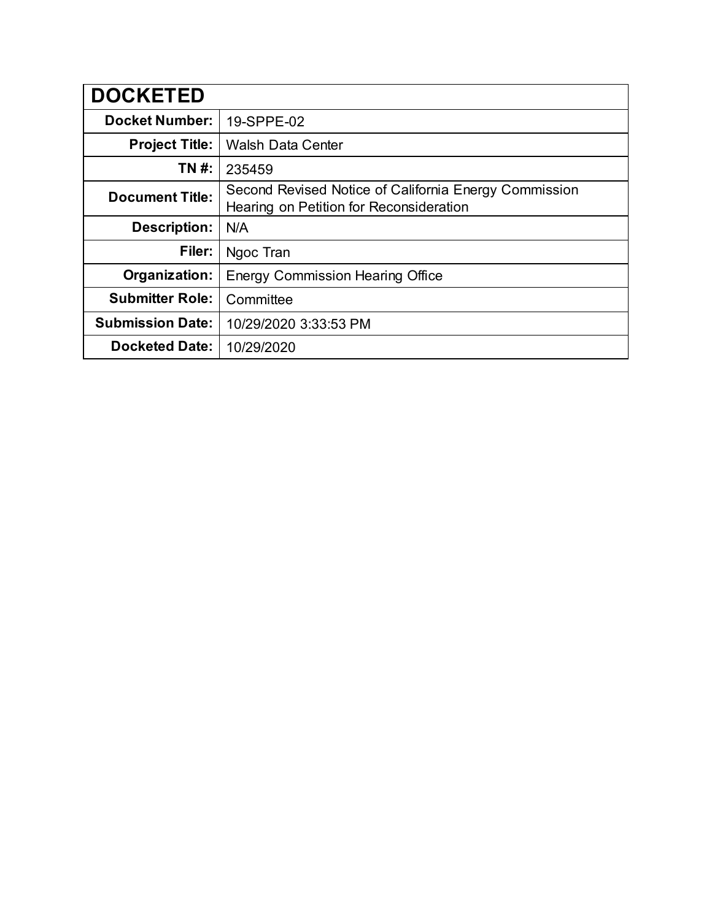| DOCKETED | |
|---|---|
| **Docket Number:** | 19-SPPE-02 |
| **Project Title:** | Walsh Data Center |
| **TN #:** | 235459 |
| **Document Title:** | Second Revised Notice of California Energy Commission Hearing on Petition for Reconsideration |
| **Description:** | N/A |
| **Filer:** | Ngoc Tran |
| **Organization:** | Energy Commission Hearing Office |
| **Submitter Role:** | Committee |
| **Submission Date:** | 10/29/2020 3:33:53 PM |
| **Docketed Date:** | 10/29/2020 |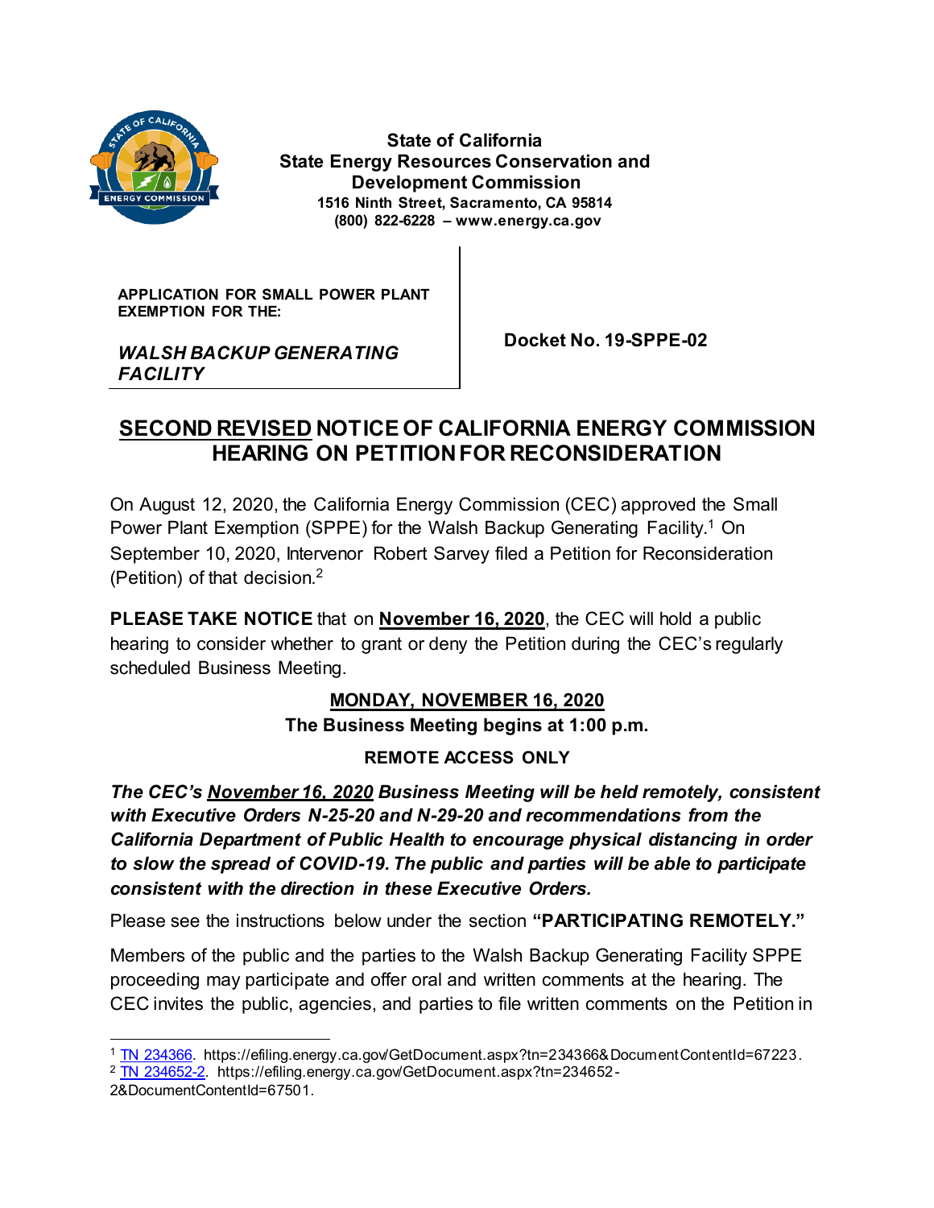**State of California**
**State Energy Resources Conservation and Development Commission**
**1516 Ninth Street, Sacramento, CA 95814**
**(800) 822-6228 – www.energy.ca.gov**

| | |
|---|---|
| **APPLICATION FOR SMALL POWER PLANT EXEMPTION FOR THE:** ***WALSH BACKUP GENERATING FACILITY*** | **Docket No. 19-SPPE-02** |

# SECOND REVISED NOTICE OF CALIFORNIA ENERGY COMMISSION HEARING ON PETITION FOR RECONSIDERATION

On August 12, 2020, the California Energy Commission (CEC) approved the Small Power Plant Exemption (SPPE) for the Walsh Backup Generating Facility.[1] On September 10, 2020, Intervenor Robert Sarvey filed a Petition for Reconsideration (Petition) of that decision.[2]

**PLEASE TAKE NOTICE** that on **November 16, 2020**, the CEC will hold a public hearing to consider whether to grant or deny the Petition during the CEC's regularly scheduled Business Meeting.

**MONDAY, NOVEMBER 16, 2020**

**The Business Meeting begins at 1:00 p.m.**

**REMOTE ACCESS ONLY**

***The CEC's November 16, 2020 Business Meeting will be held remotely, consistent with Executive Orders N-25-20 and N-29-20 and recommendations from the California Department of Public Health to encourage physical distancing in order to slow the spread of COVID-19. The public and parties will be able to participate consistent with the direction in these Executive Orders.***

Please see the instructions below under the section **"PARTICIPATING REMOTELY."**

Members of the public and the parties to the Walsh Backup Generating Facility SPPE proceeding may participate and offer oral and written comments at the hearing. The CEC invites the public, agencies, and parties to file written comments on the Petition in

---

[1] TN 234366. https://efiling.energy.ca.gov/GetDocument.aspx?tn=234366&DocumentContentId=67223.

[2] TN 234652-2. https://efiling.energy.ca.gov/GetDocument.aspx?tn=234652-2&DocumentContentId=67501.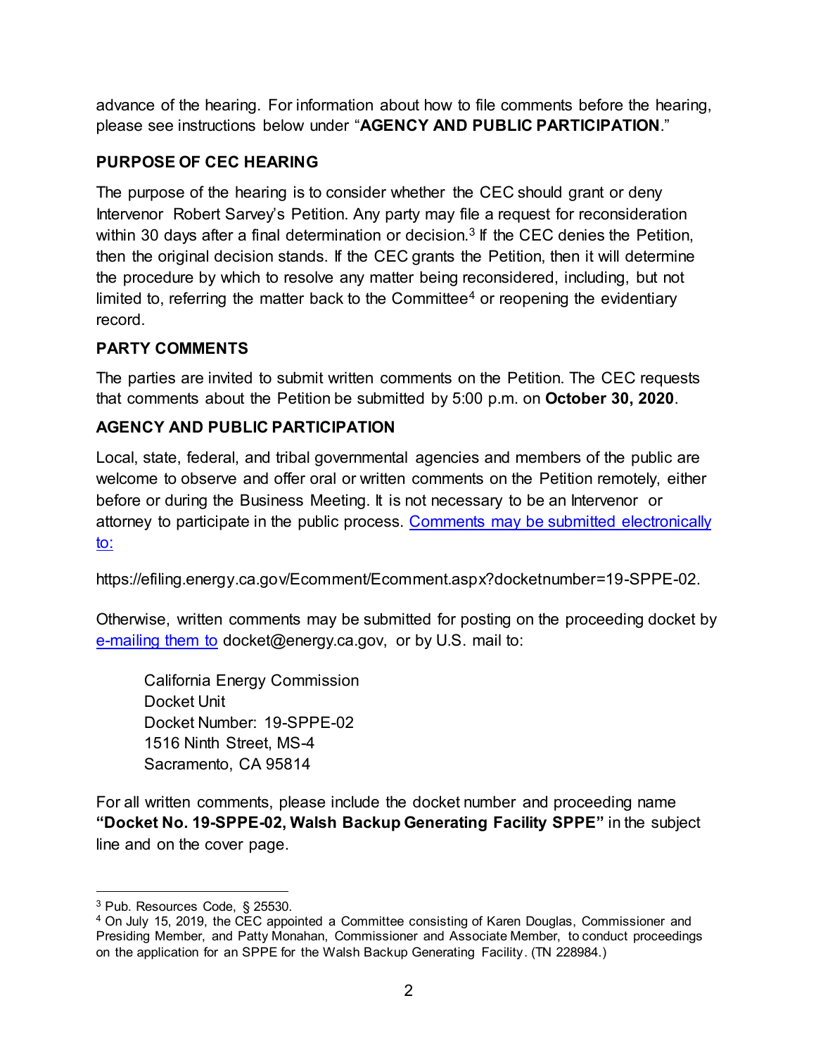advance of the hearing. For information about how to file comments before the hearing, please see instructions below under "**AGENCY AND PUBLIC PARTICIPATION**."

## PURPOSE OF CEC HEARING

The purpose of the hearing is to consider whether the CEC should grant or deny Intervenor Robert Sarvey's Petition. Any party may file a request for reconsideration within 30 days after a final determination or decision.[3] If the CEC denies the Petition, then the original decision stands. If the CEC grants the Petition, then it will determine the procedure by which to resolve any matter being reconsidered, including, but not limited to, referring the matter back to the Committee[4] or reopening the evidentiary record.

## PARTY COMMENTS

The parties are invited to submit written comments on the Petition. The CEC requests that comments about the Petition be submitted by 5:00 p.m. on **October 30, 2020**.

## AGENCY AND PUBLIC PARTICIPATION

Local, state, federal, and tribal governmental agencies and members of the public are welcome to observe and offer oral or written comments on the Petition remotely, either before or during the Business Meeting. It is not necessary to be an Intervenor or attorney to participate in the public process. Comments may be submitted electronically to:

https://efiling.energy.ca.gov/Ecomment/Ecomment.aspx?docketnumber=19-SPPE-02.

Otherwise, written comments may be submitted for posting on the proceeding docket by e-mailing them to docket@energy.ca.gov, or by U.S. mail to:

California Energy Commission
Docket Unit
Docket Number: 19-SPPE-02
1516 Ninth Street, MS-4
Sacramento, CA 95814

For all written comments, please include the docket number and proceeding name **"Docket No. 19-SPPE-02, Walsh Backup Generating Facility SPPE"** in the subject line and on the cover page.

---

[3] Pub. Resources Code, § 25530.

[4] On July 15, 2019, the CEC appointed a Committee consisting of Karen Douglas, Commissioner and Presiding Member, and Patty Monahan, Commissioner and Associate Member, to conduct proceedings on the application for an SPPE for the Walsh Backup Generating Facility. (TN 228984.)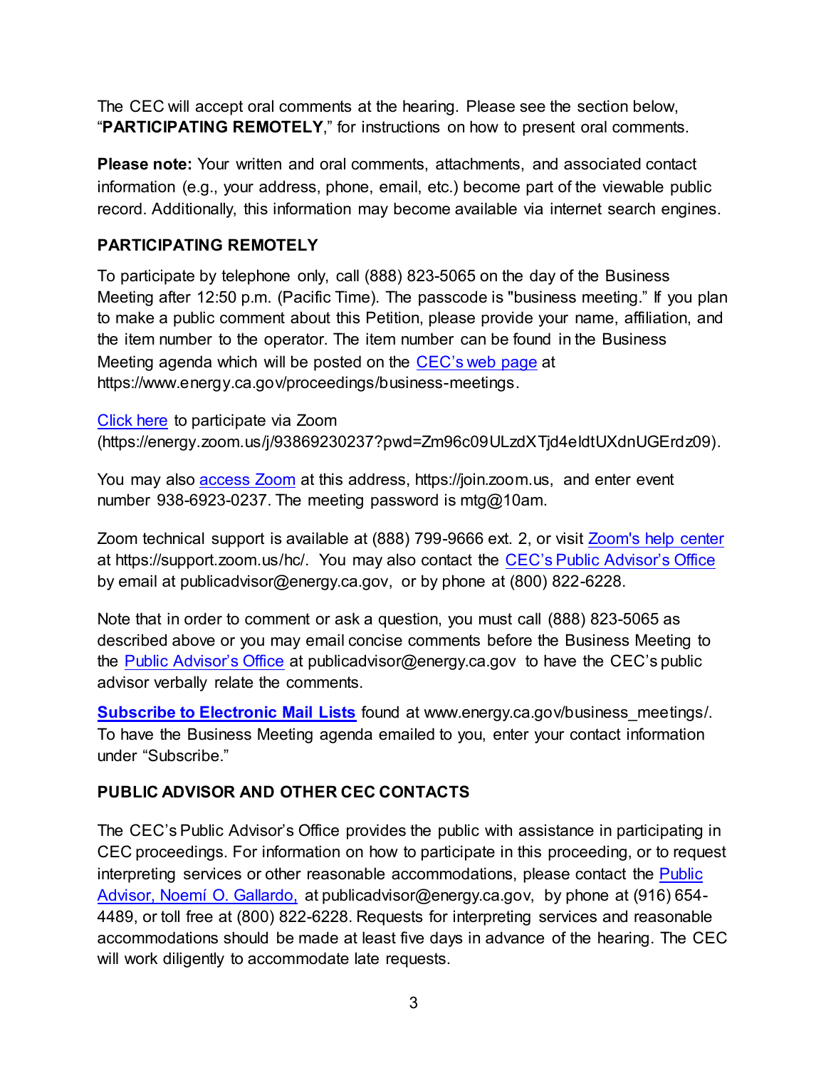The CEC will accept oral comments at the hearing. Please see the section below, "**PARTICIPATING REMOTELY**," for instructions on how to present oral comments.

**Please note:** Your written and oral comments, attachments, and associated contact information (e.g., your address, phone, email, etc.) become part of the viewable public record. Additionally, this information may become available via internet search engines.

## PARTICIPATING REMOTELY

To participate by telephone only, call (888) 823-5065 on the day of the Business Meeting after 12:50 p.m. (Pacific Time). The passcode is "business meeting." If you plan to make a public comment about this Petition, please provide your name, affiliation, and the item number to the operator. The item number can be found in the Business Meeting agenda which will be posted on the [CEC's web page](https://www.energy.ca.gov/proceedings/business-meetings) at https://www.energy.ca.gov/proceedings/business-meetings.

[Click here](https://energy.zoom.us/j/93869230237?pwd=Zm96c09ULzdXTjd4eldtUXdnUGErdz09) to participate via Zoom (https://energy.zoom.us/j/93869230237?pwd=Zm96c09ULzdXTjd4eldtUXdnUGErdz09).

You may also [access Zoom](https://join.zoom.us) at this address, https://join.zoom.us, and enter event number 938-6923-0237. The meeting password is mtg@10am.

Zoom technical support is available at (888) 799-9666 ext. 2, or visit [Zoom's help center](https://support.zoom.us/hc/) at https://support.zoom.us/hc/. You may also contact the [CEC's Public Advisor's Office](mailto:publicadvisor@energy.ca.gov) by email at publicadvisor@energy.ca.gov, or by phone at (800) 822-6228.

Note that in order to comment or ask a question, you must call (888) 823-5065 as described above or you may email concise comments before the Business Meeting to the [Public Advisor's Office](mailto:publicadvisor@energy.ca.gov) at publicadvisor@energy.ca.gov to have the CEC's public advisor verbally relate the comments.

**[Subscribe to Electronic Mail Lists](http://www.energy.ca.gov/business_meetings/)** found at www.energy.ca.gov/business_meetings/. To have the Business Meeting agenda emailed to you, enter your contact information under "Subscribe."

## PUBLIC ADVISOR AND OTHER CEC CONTACTS

The CEC's Public Advisor's Office provides the public with assistance in participating in CEC proceedings. For information on how to participate in this proceeding, or to request interpreting services or other reasonable accommodations, please contact the [Public Advisor, Noemí O. Gallardo,](mailto:publicadvisor@energy.ca.gov) at publicadvisor@energy.ca.gov, by phone at (916) 654-4489, or toll free at (800) 822-6228. Requests for interpreting services and reasonable accommodations should be made at least five days in advance of the hearing. The CEC will work diligently to accommodate late requests.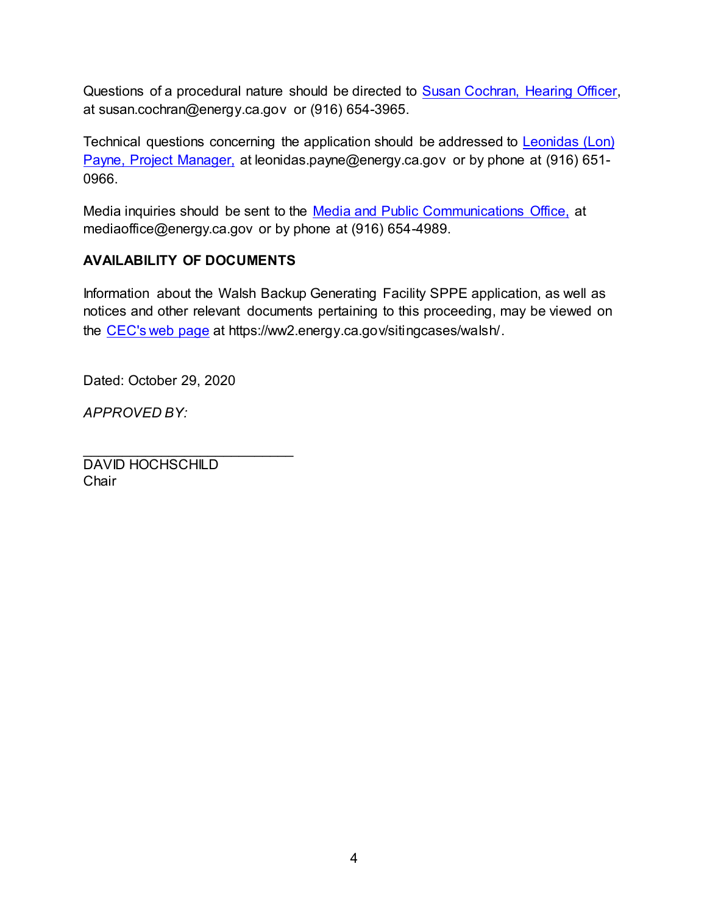Questions of a procedural nature should be directed to [Susan Cochran, Hearing Officer](), at susan.cochran@energy.ca.gov or (916) 654-3965.

Technical questions concerning the application should be addressed to [Leonidas (Lon) Payne, Project Manager,]() at leonidas.payne@energy.ca.gov or by phone at (916) 651-0966.

Media inquiries should be sent to the [Media and Public Communications Office,]() at mediaoffice@energy.ca.gov or by phone at (916) 654-4989.

**AVAILABILITY OF DOCUMENTS**

Information about the Walsh Backup Generating Facility SPPE application, as well as notices and other relevant documents pertaining to this proceeding, may be viewed on the [CEC's web page]() at https://ww2.energy.ca.gov/sitingcases/walsh/.

Dated: October 29, 2020

*APPROVED BY:*

\_\_\_\_\_\_\_\_\_\_\_\_\_\_\_\_\_\_\_\_\_\_\_\_\_\_\_\_

DAVID HOCHSCHILD
Chair